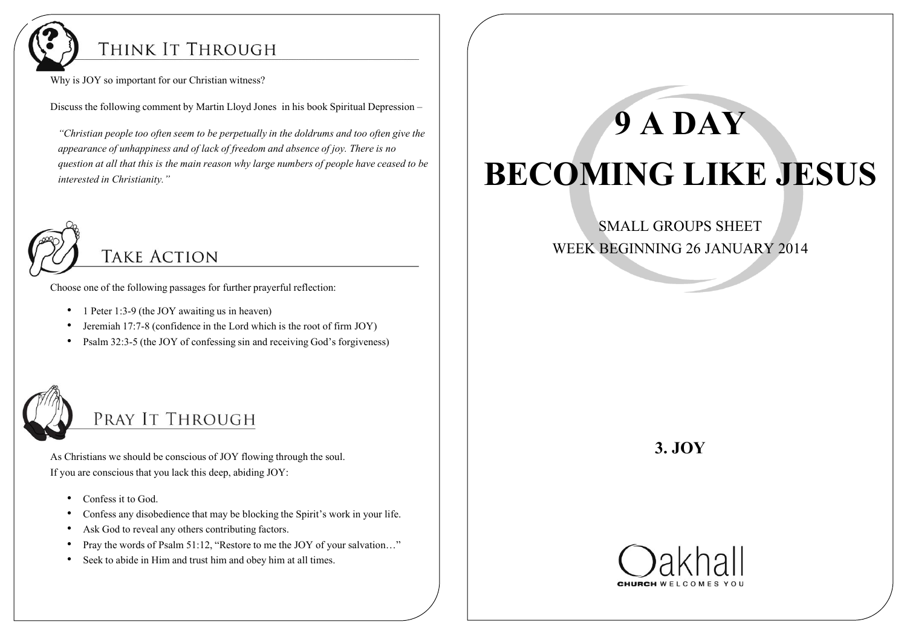## Think It Through

Why is JOY so important for our Christian witness?

Discuss the following comment by Martin Lloyd Jones in his book Spiritual Depression –

> *"Christian people too often seem to be perpetually in the doldrums and too often give the appearance of unhappiness and of lack of freedom and absence of joy. There is no question at all that this is the main reason why large numbers of people have ceased to be interested in Christianity."*

## Take Action

Choose one of the following passages for further prayerful reflection:

- 1 Peter 1:3-9 (the JOY awaiting us in heaven)
- Jeremiah 17:7-8 (confidence in the Lord which is the root of firm JOY)
- Psalm 32:3-5 (the JOY of confessing sin and receiving God's forgiveness)

## Pray It Through

As Christians we should be conscious of JOY flowing through the soul.
If you are conscious that you lack this deep, abiding JOY:

- Confess it to God.
- Confess any disobedience that may be blocking the Spirit's work in your life.
- Ask God to reveal any others contributing factors.
- Pray the words of Psalm 51:12, "Restore to me the JOY of your salvation…"
- Seek to abide in Him and trust him and obey him at all times.

# 9 A DAY

# BECOMING LIKE JESUS

SMALL GROUPS SHEET

WEEK BEGINNING 26 JANUARY 2014

**3. JOY**

Oakhall

CHURCH WELCOMES YOU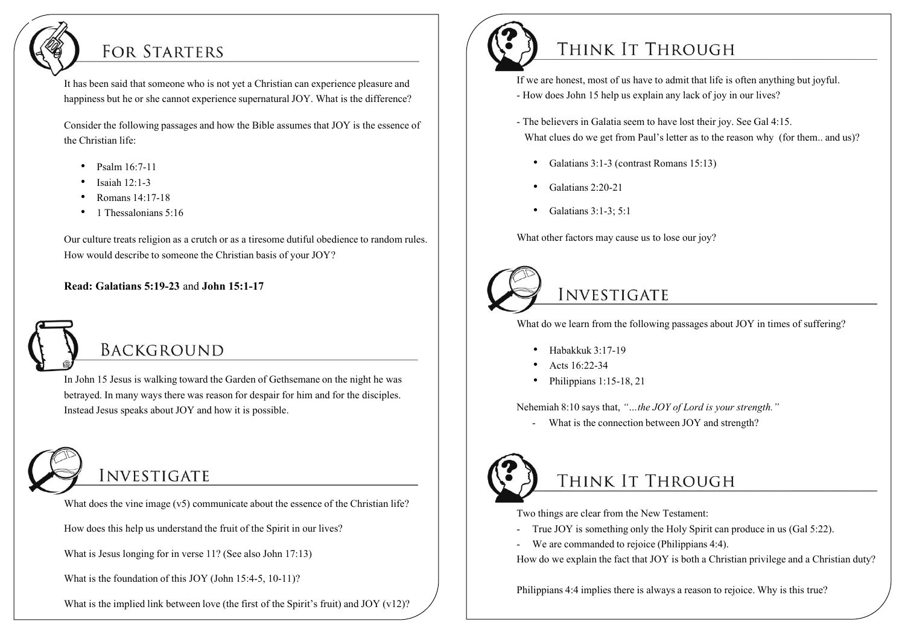## For Starters

It has been said that someone who is not yet a Christian can experience pleasure and happiness but he or she cannot experience supernatural JOY. What is the difference?

Consider the following passages and how the Bible assumes that JOY is the essence of the Christian life:

- Psalm 16:7-11
- Isaiah 12:1-3
- Romans 14:17-18
- 1 Thessalonians 5:16

Our culture treats religion as a crutch or as a tiresome dutiful obedience to random rules. How would describe to someone the Christian basis of your JOY?

**Read: Galatians 5:19-23** and **John 15:1-17**

## Background

In John 15 Jesus is walking toward the Garden of Gethsemane on the night he was betrayed. In many ways there was reason for despair for him and for the disciples. Instead Jesus speaks about JOY and how it is possible.

## Investigate

What does the vine image (v5) communicate about the essence of the Christian life?

How does this help us understand the fruit of the Spirit in our lives?

What is Jesus longing for in verse 11? (See also John 17:13)

What is the foundation of this JOY (John 15:4-5, 10-11)?

What is the implied link between love (the first of the Spirit's fruit) and JOY (v12)?

## Think It Through

If we are honest, most of us have to admit that life is often anything but joyful.
- How does John 15 help us explain any lack of joy in our lives?

- The believers in Galatia seem to have lost their joy. See Gal 4:15.
  What clues do we get from Paul's letter as to the reason why (for them.. and us)?

  - Galatians 3:1-3 (contrast Romans 15:13)
  - Galatians 2:20-21
  - Galatians 3:1-3; 5:1

What other factors may cause us to lose our joy?

## Investigate

What do we learn from the following passages about JOY in times of suffering?

- Habakkuk 3:17-19
- Acts 16:22-34
- Philippians 1:15-18, 21

Nehemiah 8:10 says that, *"…the JOY of Lord is your strength."*

- What is the connection between JOY and strength?

## Think It Through

Two things are clear from the New Testament:

- True JOY is something only the Holy Spirit can produce in us (Gal 5:22).
- We are commanded to rejoice (Philippians 4:4).

How do we explain the fact that JOY is both a Christian privilege and a Christian duty?

Philippians 4:4 implies there is always a reason to rejoice. Why is this true?